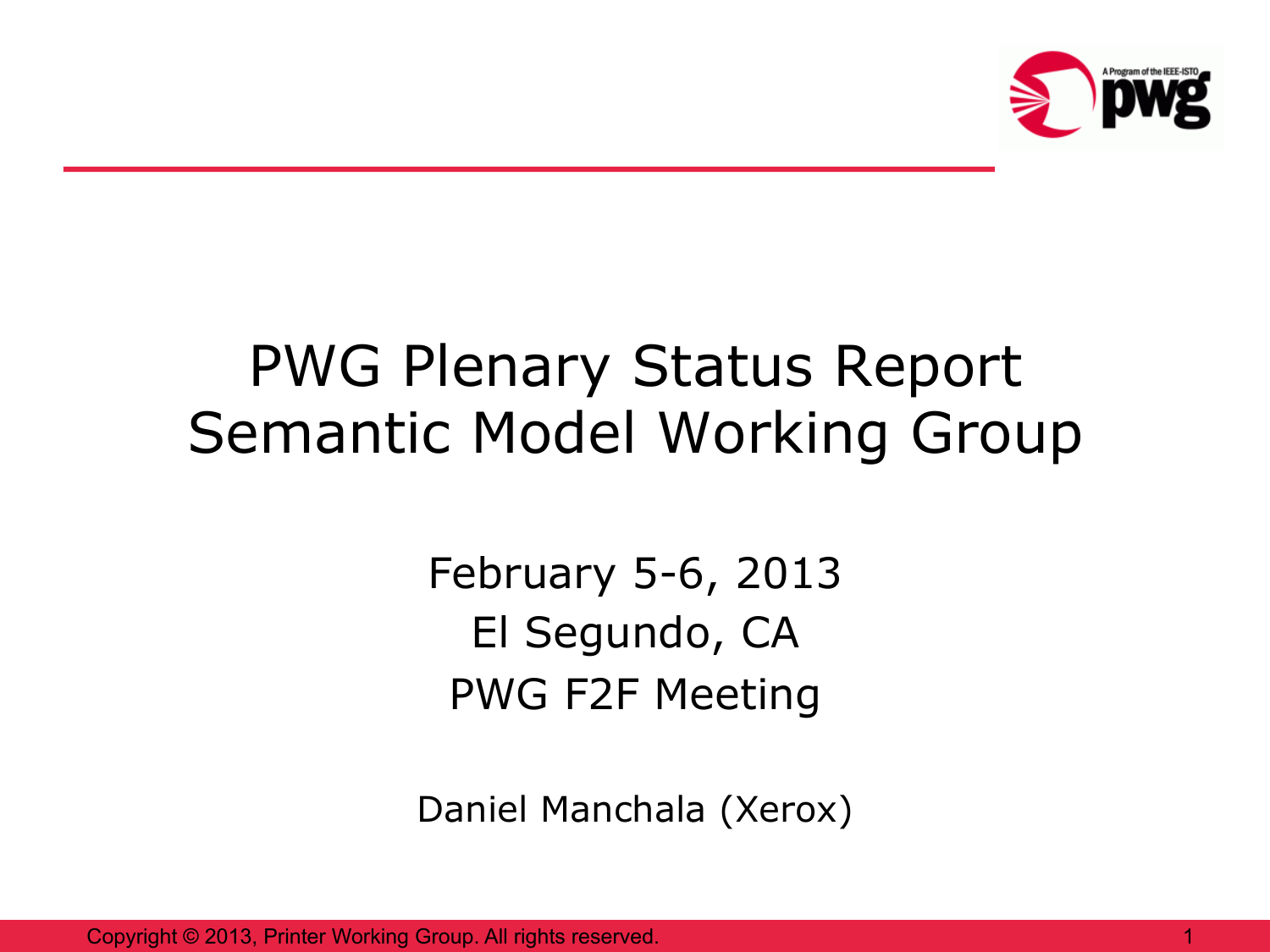# PWG Plenary Status Report
# Semantic Model Working Group

February 5-6, 2013

El Segundo, CA

PWG F2F Meeting

Daniel Manchala (Xerox)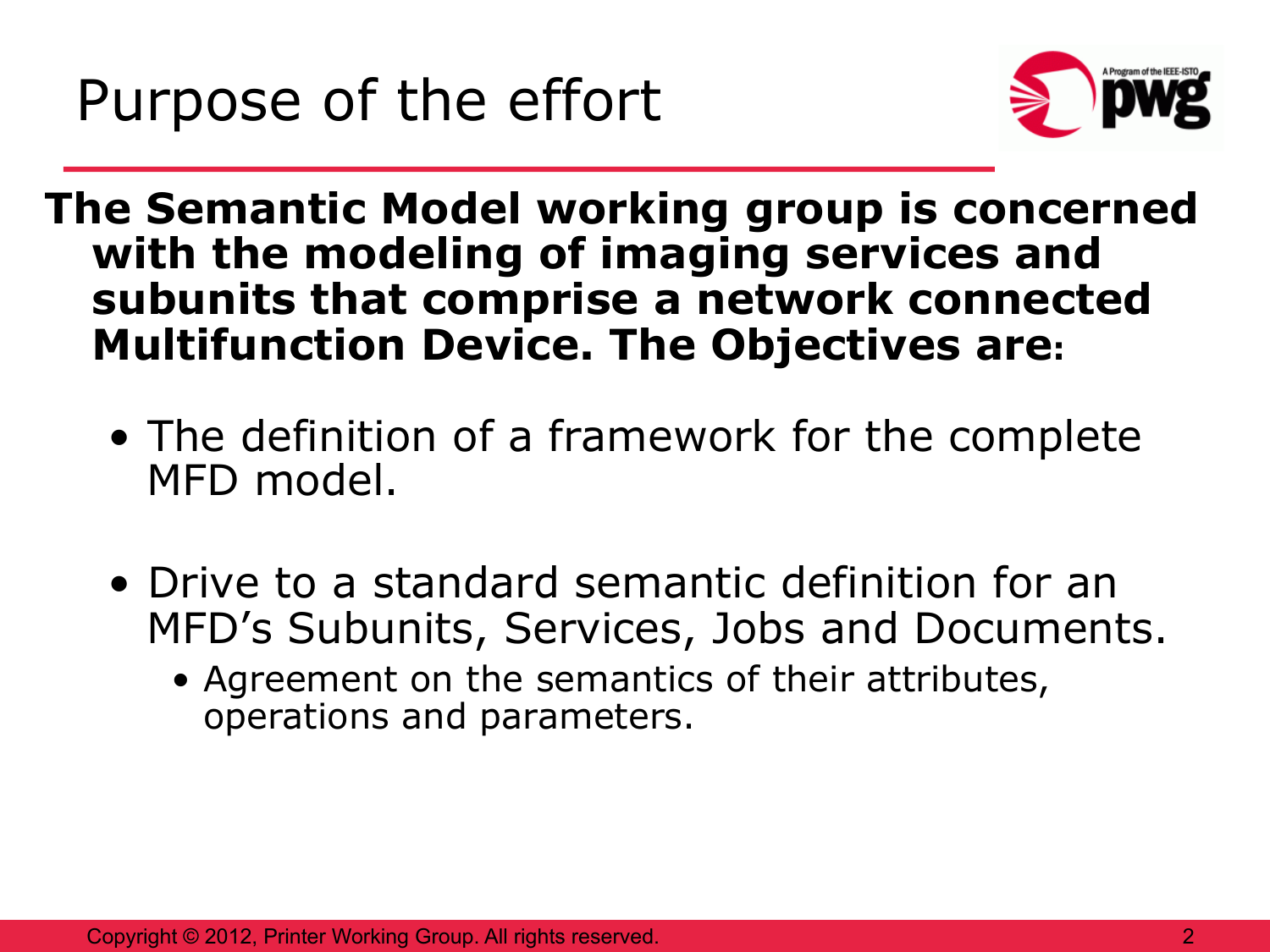# Purpose of the effort

**The Semantic Model working group is concerned with the modeling of imaging services and subunits that comprise a network connected Multifunction Device. The Objectives are:**

- The definition of a framework for the complete MFD model.
- Drive to a standard semantic definition for an MFD's Subunits, Services, Jobs and Documents.
  - Agreement on the semantics of their attributes, operations and parameters.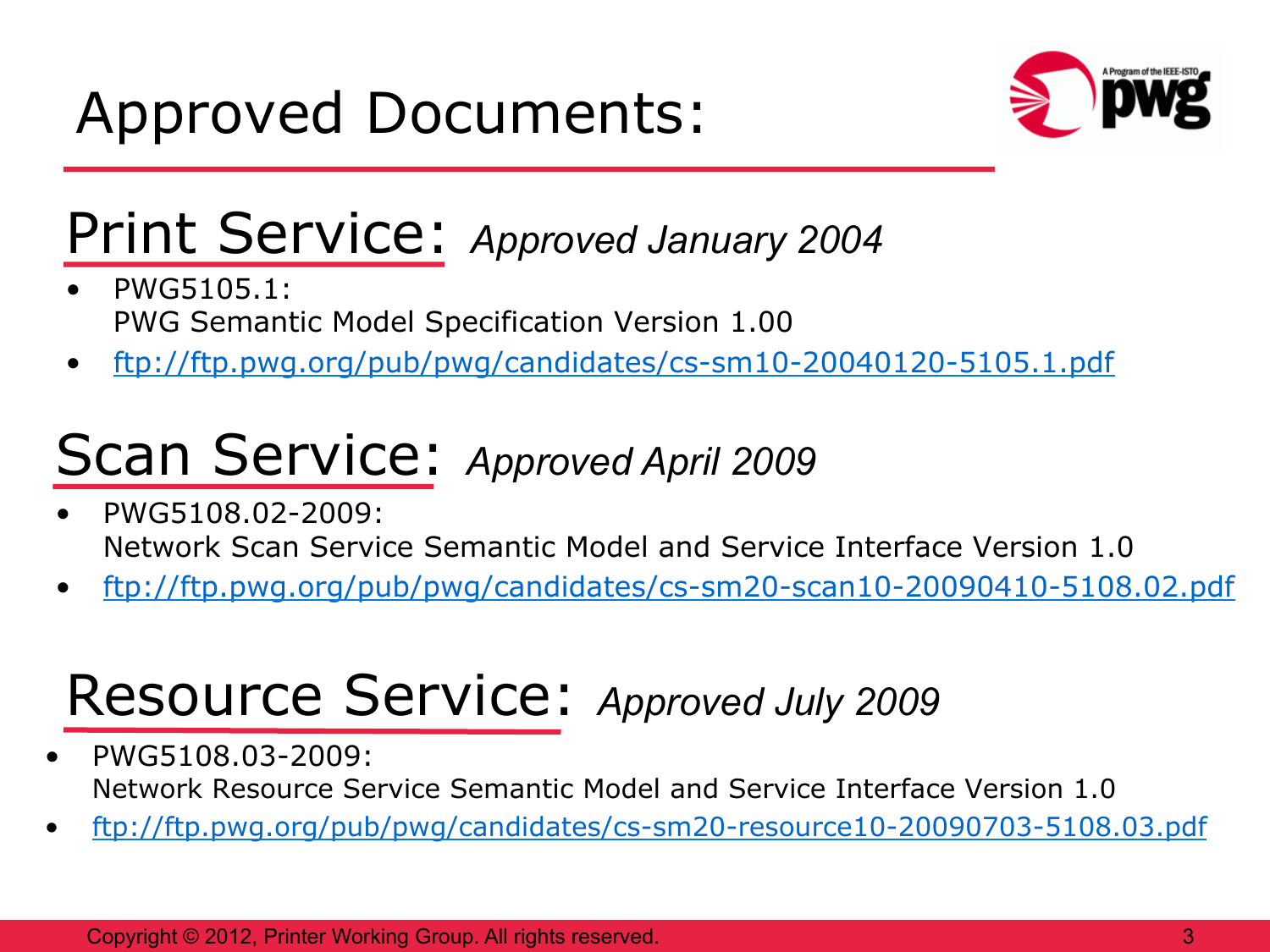# Approved Documents:

## Print Service: *Approved January 2004*

- PWG5105.1:
  PWG Semantic Model Specification Version 1.00
- [ftp://ftp.pwg.org/pub/pwg/candidates/cs-sm10-20040120-5105.1.pdf](ftp://ftp.pwg.org/pub/pwg/candidates/cs-sm10-20040120-5105.1.pdf)

## Scan Service: *Approved April 2009*

- PWG5108.02-2009:
  Network Scan Service Semantic Model and Service Interface Version 1.0
- [ftp://ftp.pwg.org/pub/pwg/candidates/cs-sm20-scan10-20090410-5108.02.pdf](ftp://ftp.pwg.org/pub/pwg/candidates/cs-sm20-scan10-20090410-5108.02.pdf)

## Resource Service: *Approved July 2009*

- PWG5108.03-2009:
  Network Resource Service Semantic Model and Service Interface Version 1.0
- [ftp://ftp.pwg.org/pub/pwg/candidates/cs-sm20-resource10-20090703-5108.03.pdf](ftp://ftp.pwg.org/pub/pwg/candidates/cs-sm20-resource10-20090703-5108.03.pdf)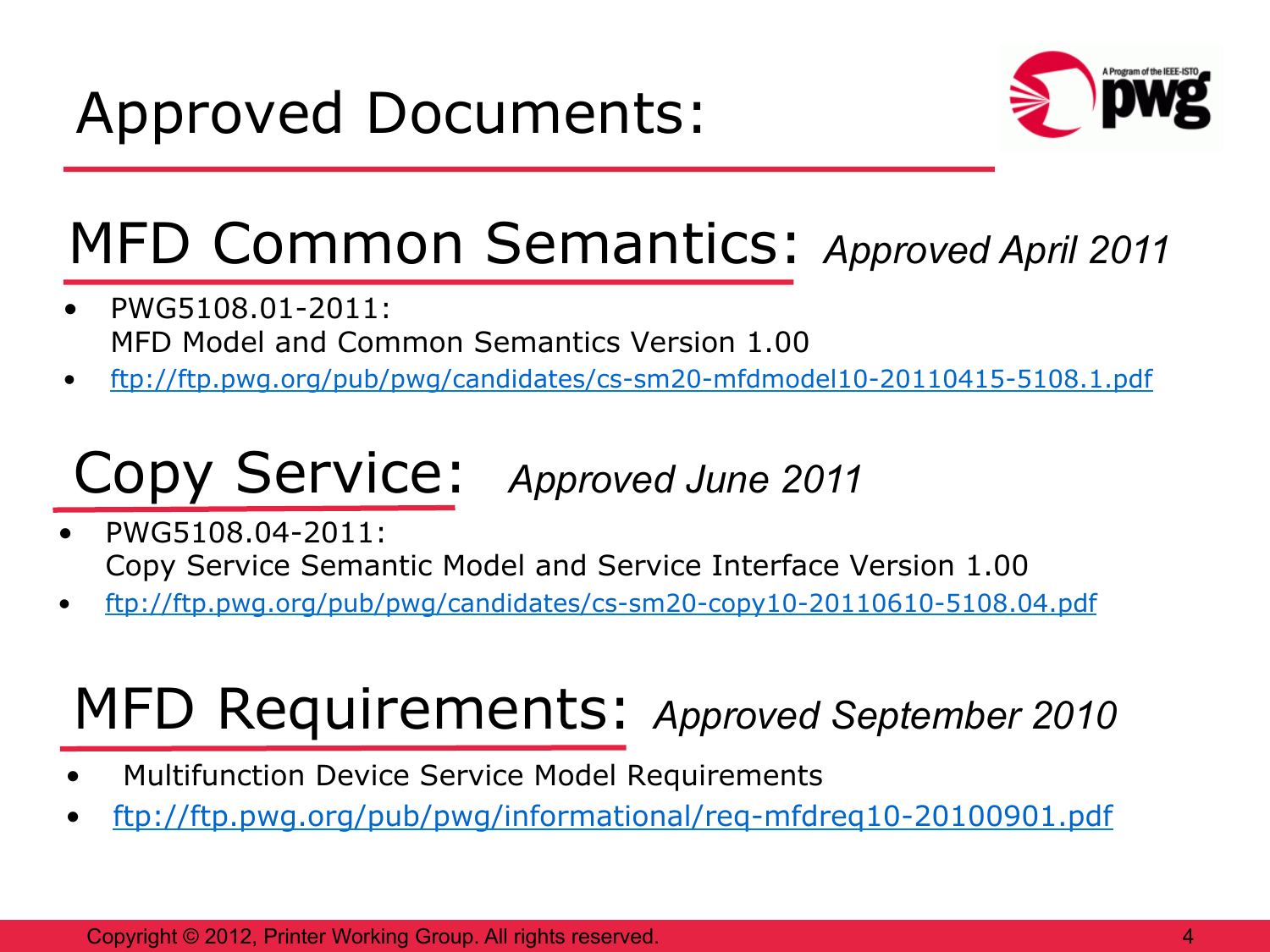# Approved Documents:

## MFD Common Semantics: *Approved April 2011*

- PWG5108.01-2011:
  MFD Model and Common Semantics Version 1.00
- ftp://ftp.pwg.org/pub/pwg/candidates/cs-sm20-mfdmodel10-20110415-5108.1.pdf

## Copy Service: *Approved June 2011*

- PWG5108.04-2011:
  Copy Service Semantic Model and Service Interface Version 1.00
- ftp://ftp.pwg.org/pub/pwg/candidates/cs-sm20-copy10-20110610-5108.04.pdf

## MFD Requirements: *Approved September 2010*

- Multifunction Device Service Model Requirements
- ftp://ftp.pwg.org/pub/pwg/informational/req-mfdreq10-20100901.pdf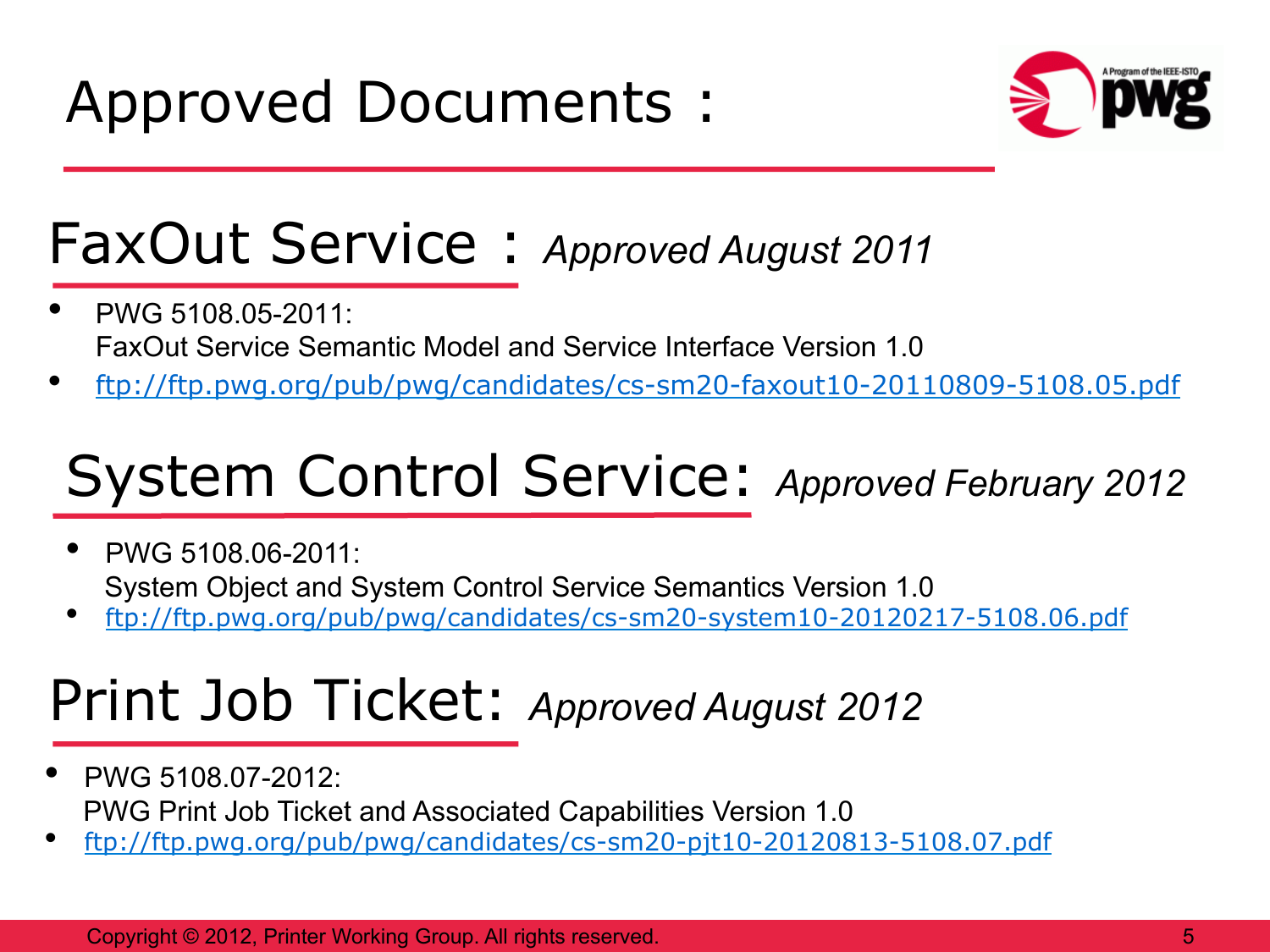# Approved Documents :

## FaxOut Service : *Approved August 2011*

- PWG 5108.05-2011:
  FaxOut Service Semantic Model and Service Interface Version 1.0
- [ftp://ftp.pwg.org/pub/pwg/candidates/cs-sm20-faxout10-20110809-5108.05.pdf](ftp://ftp.pwg.org/pub/pwg/candidates/cs-sm20-faxout10-20110809-5108.05.pdf)

## System Control Service: *Approved February 2012*

- PWG 5108.06-2011:
  System Object and System Control Service Semantics Version 1.0
- [ftp://ftp.pwg.org/pub/pwg/candidates/cs-sm20-system10-20120217-5108.06.pdf](ftp://ftp.pwg.org/pub/pwg/candidates/cs-sm20-system10-20120217-5108.06.pdf)

## Print Job Ticket: *Approved August 2012*

- PWG 5108.07-2012:
  PWG Print Job Ticket and Associated Capabilities Version 1.0
- [ftp://ftp.pwg.org/pub/pwg/candidates/cs-sm20-pjt10-20120813-5108.07.pdf](ftp://ftp.pwg.org/pub/pwg/candidates/cs-sm20-pjt10-20120813-5108.07.pdf)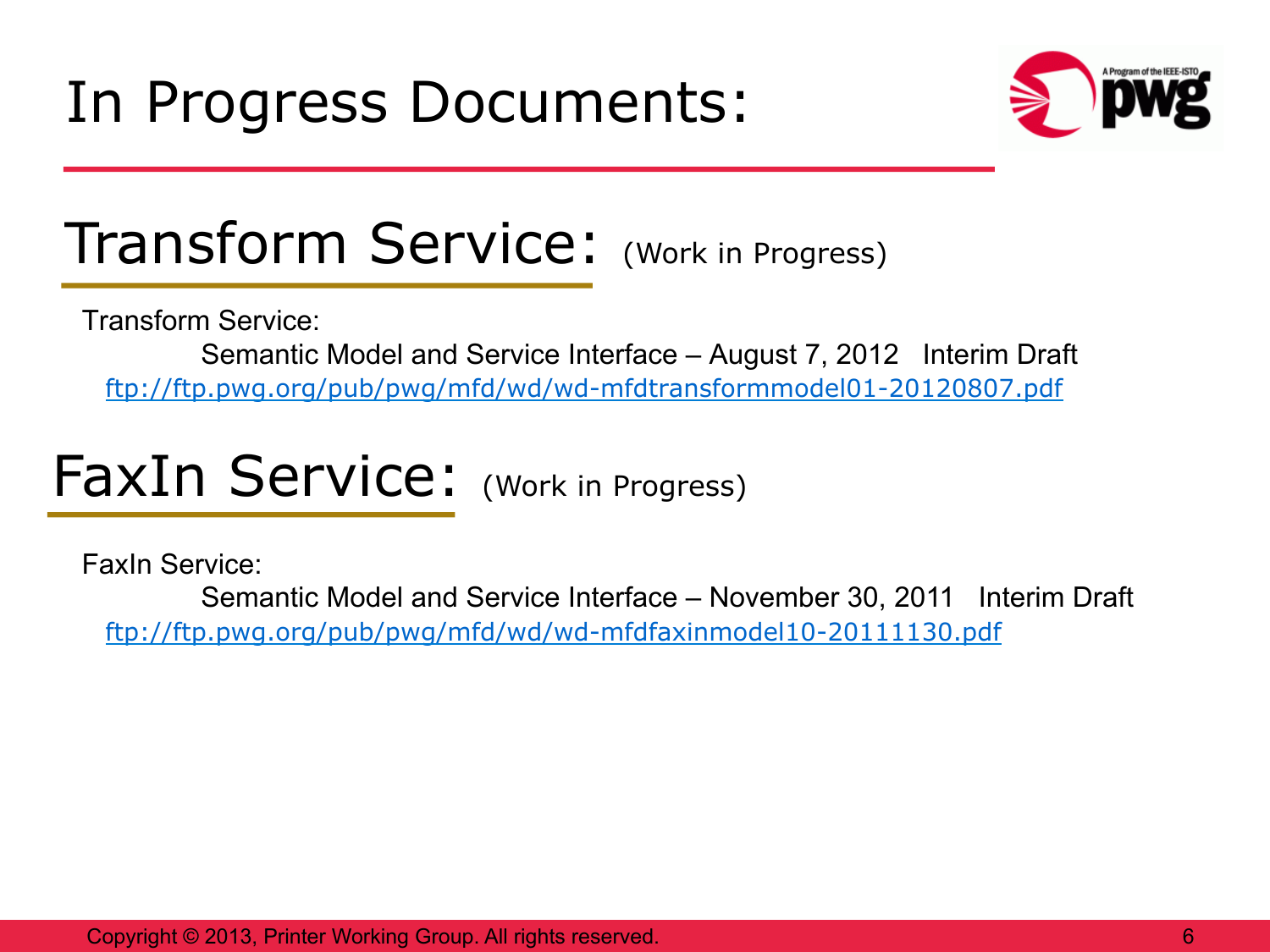# In Progress Documents:

## Transform Service: (Work in Progress)

Transform Service:

Semantic Model and Service Interface – August 7, 2012 Interim Draft

ftp://ftp.pwg.org/pub/pwg/mfd/wd/wd-mfdtransformmodel01-20120807.pdf

## FaxIn Service: (Work in Progress)

FaxIn Service:

Semantic Model and Service Interface – November 30, 2011 Interim Draft

ftp://ftp.pwg.org/pub/pwg/mfd/wd/wd-mfdfaxinmodel10-20111130.pdf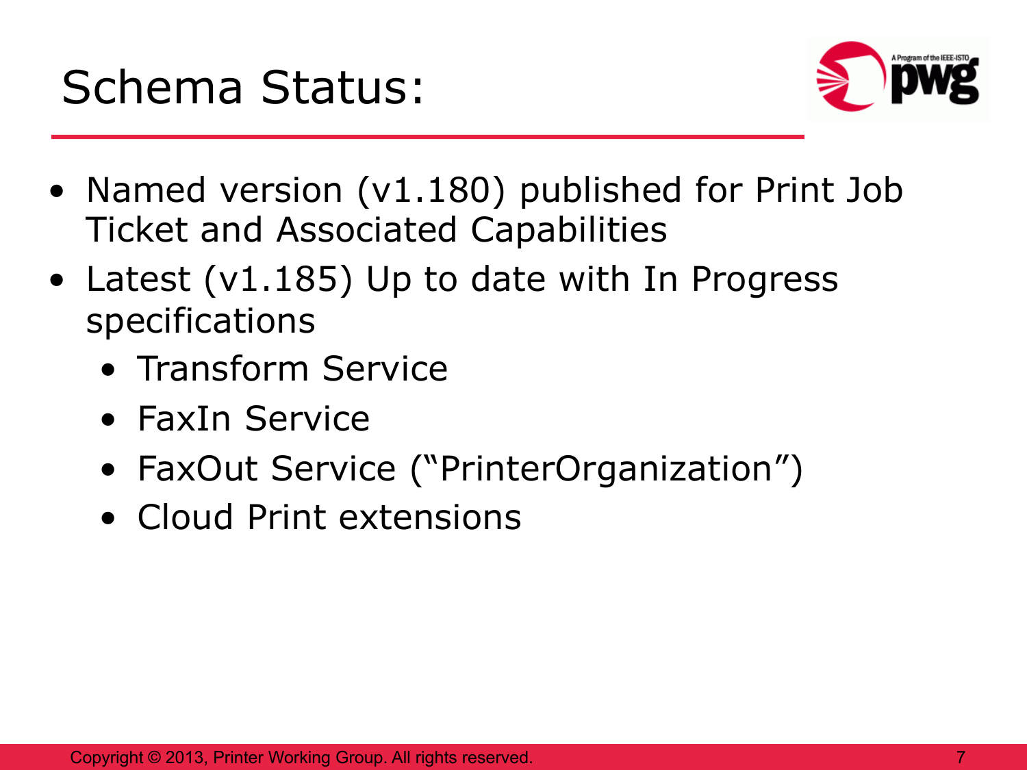# Schema Status:

- Named version (v1.180) published for Print Job Ticket and Associated Capabilities
- Latest (v1.185) Up to date with In Progress specifications
  - Transform Service
  - FaxIn Service
  - FaxOut Service (“PrinterOrganization”)
  - Cloud Print extensions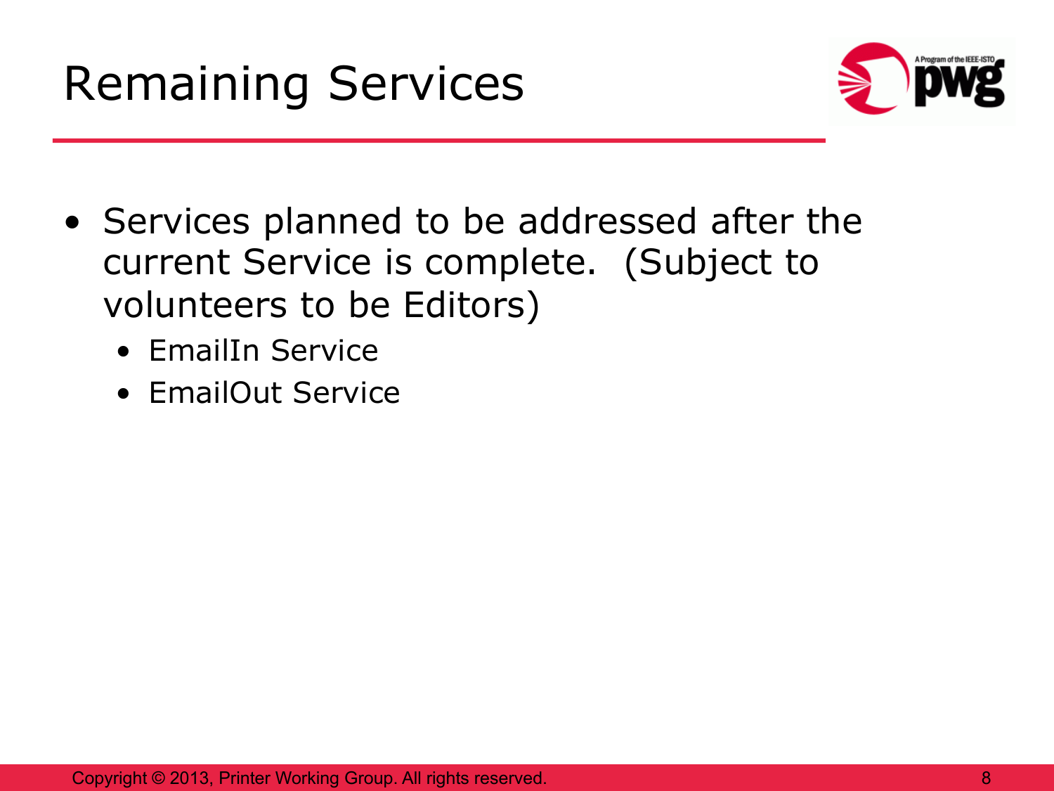# Remaining Services

- Services planned to be addressed after the current Service is complete. (Subject to volunteers to be Editors)
  - EmailIn Service
  - EmailOut Service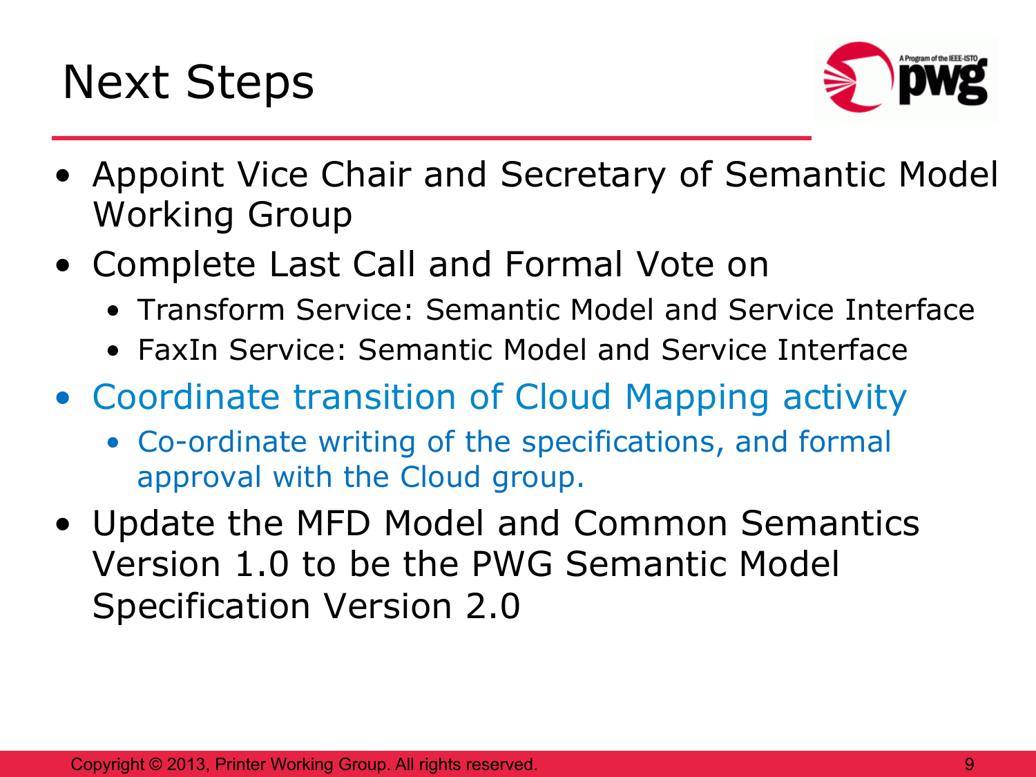# Next Steps

- Appoint Vice Chair and Secretary of Semantic Model Working Group
- Complete Last Call and Formal Vote on
  - Transform Service: Semantic Model and Service Interface
  - FaxIn Service: Semantic Model and Service Interface
- Coordinate transition of Cloud Mapping activity
  - Co-ordinate writing of the specifications, and formal approval with the Cloud group.
- Update the MFD Model and Common Semantics Version 1.0 to be the PWG Semantic Model Specification Version 2.0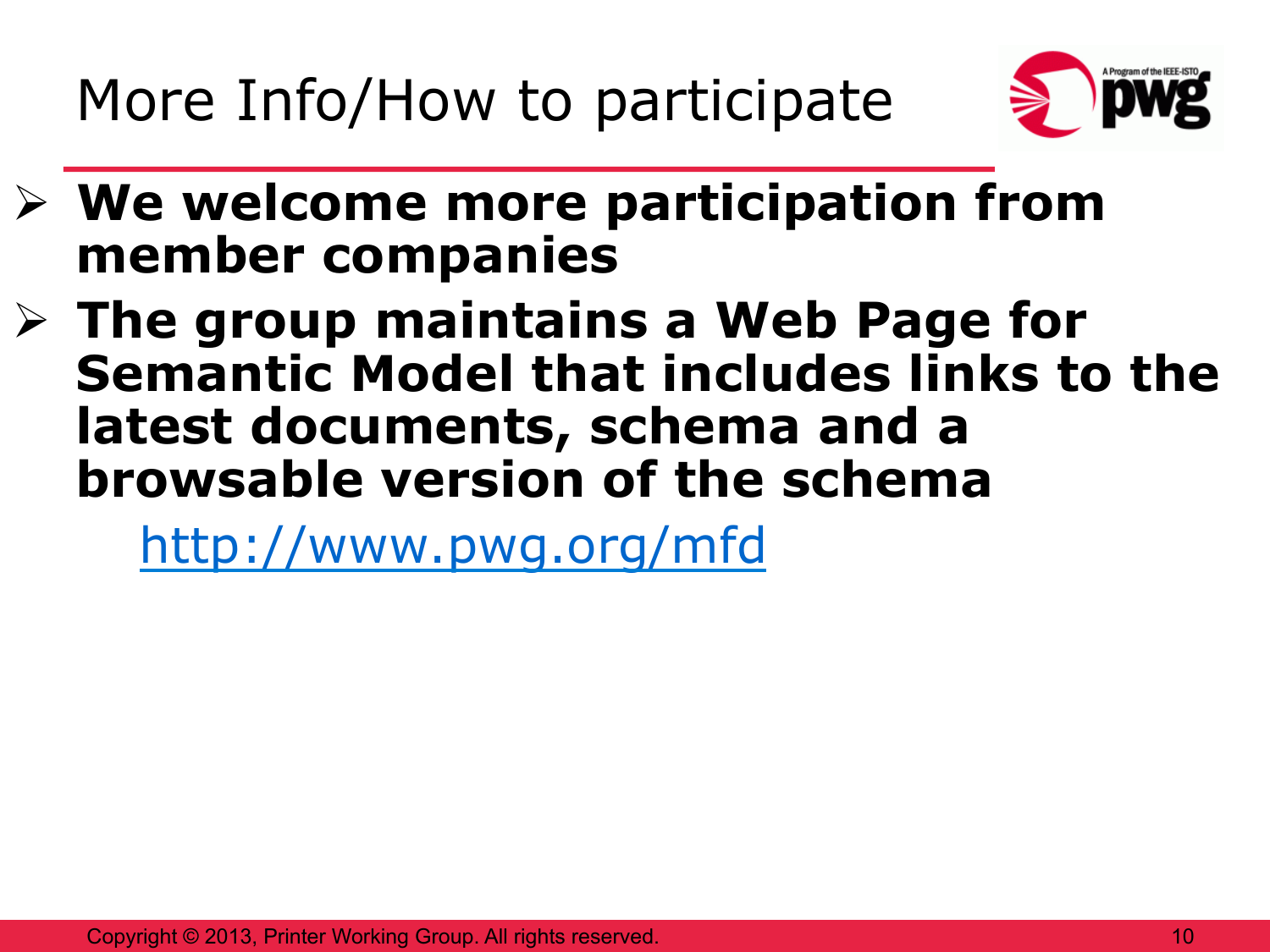# More Info/How to participate

- **We welcome more participation from member companies**
- **The group maintains a Web Page for Semantic Model that includes links to the latest documents, schema and a browsable version of the schema**

  http://www.pwg.org/mfd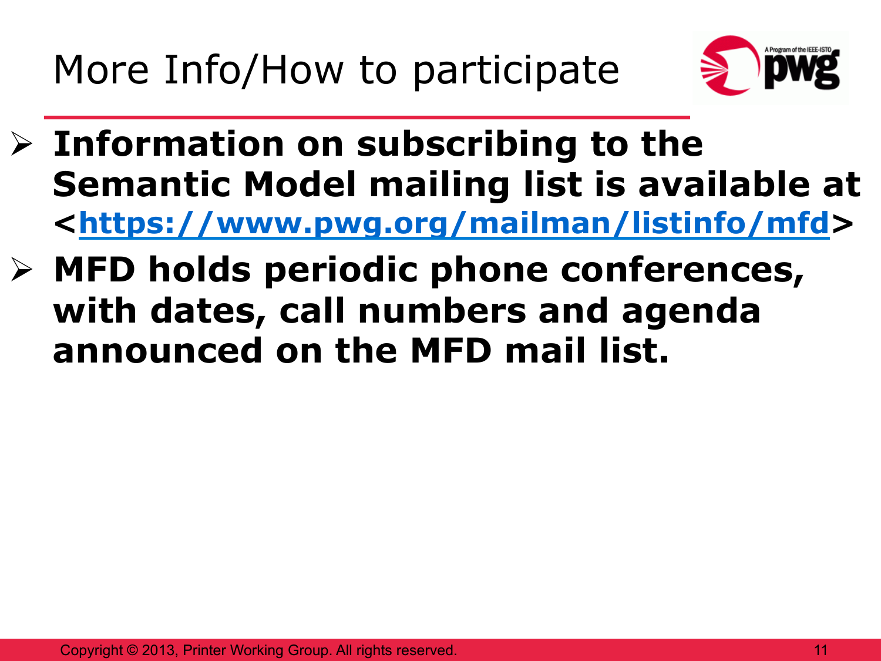# More Info/How to participate

- **Information on subscribing to the Semantic Model mailing list is available at <https://www.pwg.org/mailman/listinfo/mfd>**
- **MFD holds periodic phone conferences, with dates, call numbers and agenda announced on the MFD mail list.**